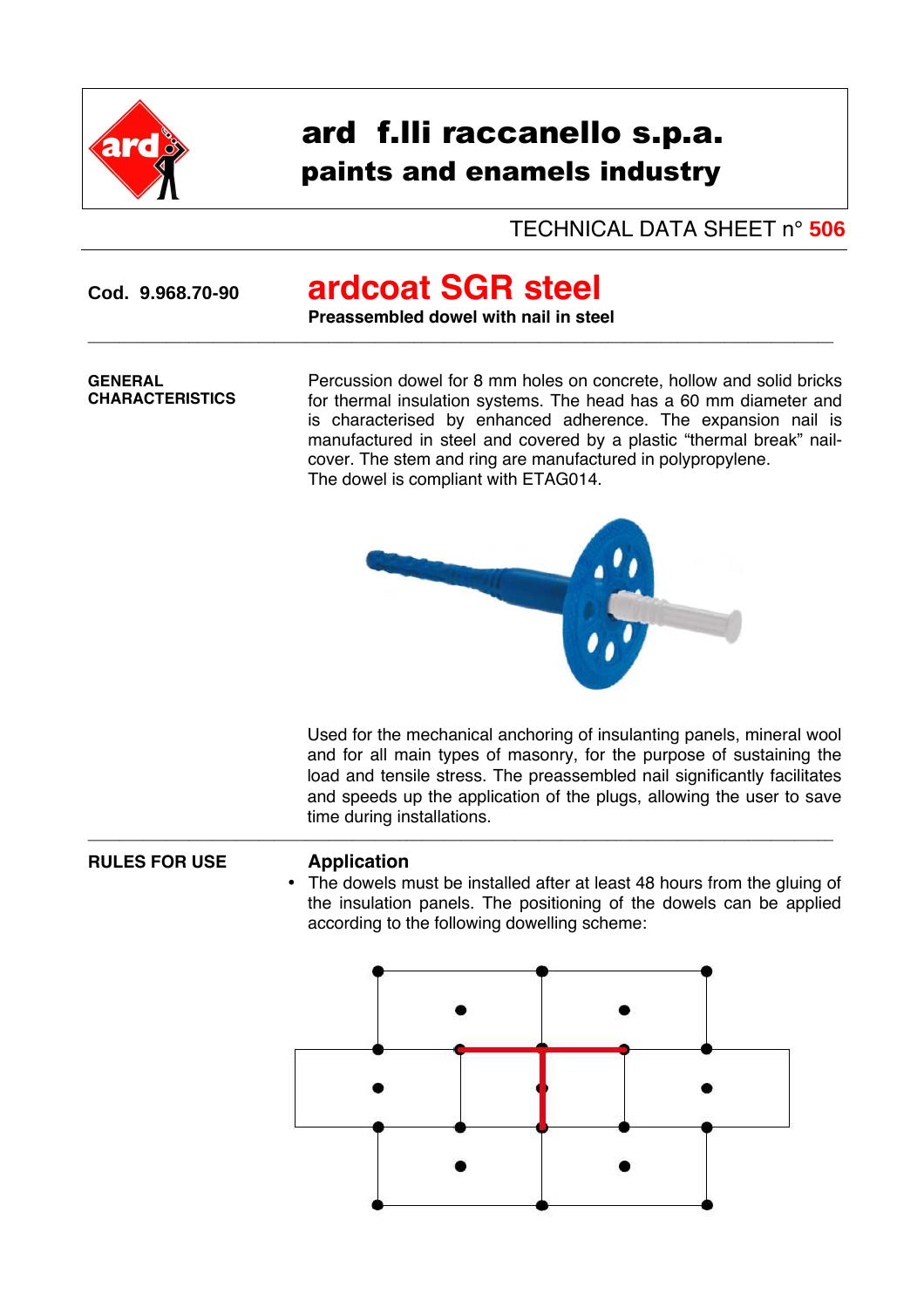# ard f.lli raccanello s.p.a.

## paints and enamels industry

TECHNICAL DATA SHEET n° **506**

**Cod. 9.968.70-90**

# ardcoat SGR steel

**Preassembled dowel with nail in steel**

---

**GENERAL CHARACTERISTICS**

Percussion dowel for 8 mm holes on concrete, hollow and solid bricks for thermal insulation systems. The head has a 60 mm diameter and is characterised by enhanced adherence. The expansion nail is manufactured in steel and covered by a plastic "thermal break" nail-cover. The stem and ring are manufactured in polypropylene.
The dowel is compliant with ETAG014.

Used for the mechanical anchoring of insulanting panels, mineral wool and for all main types of masonry, for the purpose of sustaining the load and tensile stress. The preassembled nail significantly facilitates and speeds up the application of the plugs, allowing the user to save time during installations.

---

**RULES FOR USE**

### Application

- The dowels must be installed after at least 48 hours from the gluing of the insulation panels. The positioning of the dowels can be applied according to the following dowelling scheme: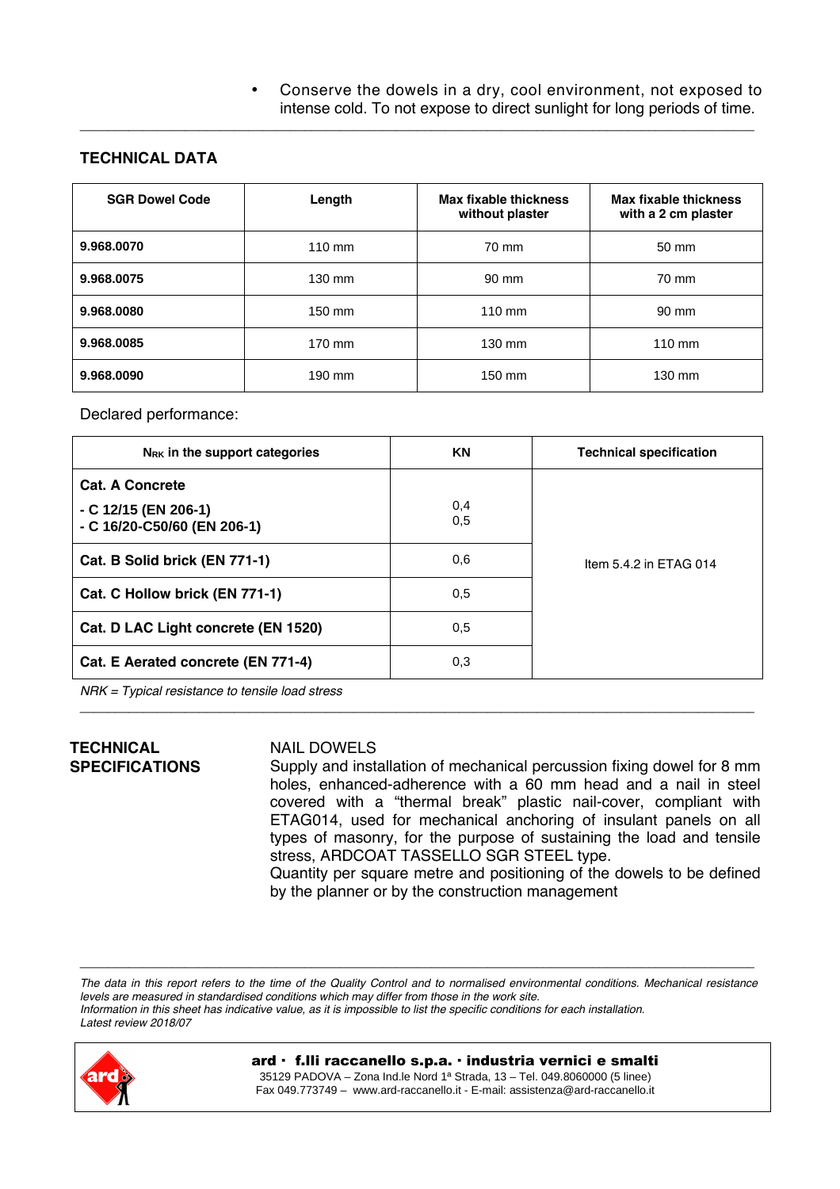- Conserve the dowels in a dry, cool environment, not exposed to intense cold. To not expose to direct sunlight for long periods of time.

## TECHNICAL DATA

| SGR Dowel Code | Length | Max fixable thickness without plaster | Max fixable thickness with a 2 cm plaster |
|---|---|---|---|
| **9.968.0070** | 110 mm | 70 mm | 50 mm |
| **9.968.0075** | 130 mm | 90 mm | 70 mm |
| **9.968.0080** | 150 mm | 110 mm | 90 mm |
| **9.968.0085** | 170 mm | 130 mm | 110 mm |
| **9.968.0090** | 190 mm | 150 mm | 130 mm |

Declared performance:

| $N_{RK}$ in the support categories | KN | Technical specification |
|---|---|---|
| **Cat. A Concrete**<br>**- C 12/15 (EN 206-1)**<br>**- C 16/20-C50/60 (EN 206-1)** | 0,4<br>0,5 | Item 5.4.2 in ETAG 014 |
| **Cat. B Solid brick (EN 771-1)** | 0,6 | |
| **Cat. C Hollow brick (EN 771-1)** | 0,5 | |
| **Cat. D LAC Light concrete (EN 1520)** | 0,5 | |
| **Cat. E Aerated concrete (EN 771-4)** | 0,3 | |

*NRK = Typical resistance to tensile load stress*

## TECHNICAL SPECIFICATIONS

NAIL DOWELS

Supply and installation of mechanical percussion fixing dowel for 8 mm holes, enhanced-adherence with a 60 mm head and a nail in steel covered with a "thermal break" plastic nail-cover, compliant with ETAG014, used for mechanical anchoring of insulant panels on all types of masonry, for the purpose of sustaining the load and tensile stress, ARDCOAT TASSELLO SGR STEEL type.

Quantity per square metre and positioning of the dowels to be defined by the planner or by the construction management

*The data in this report refers to the time of the Quality Control and to normalised environmental conditions. Mechanical resistance levels are measured in standardised conditions which may differ from those in the work site.*
*Information in this sheet has indicative value, as it is impossible to list the specific conditions for each installation.*
*Latest review 2018/07*

**ard · f.lli raccanello s.p.a. · industria vernici e smalti**
35129 PADOVA – Zona Ind.le Nord 1ª Strada, 13 – Tel. 049.8060000 (5 linee)
Fax 049.773749 – www.ard-raccanello.it - E-mail: assistenza@ard-raccanello.it